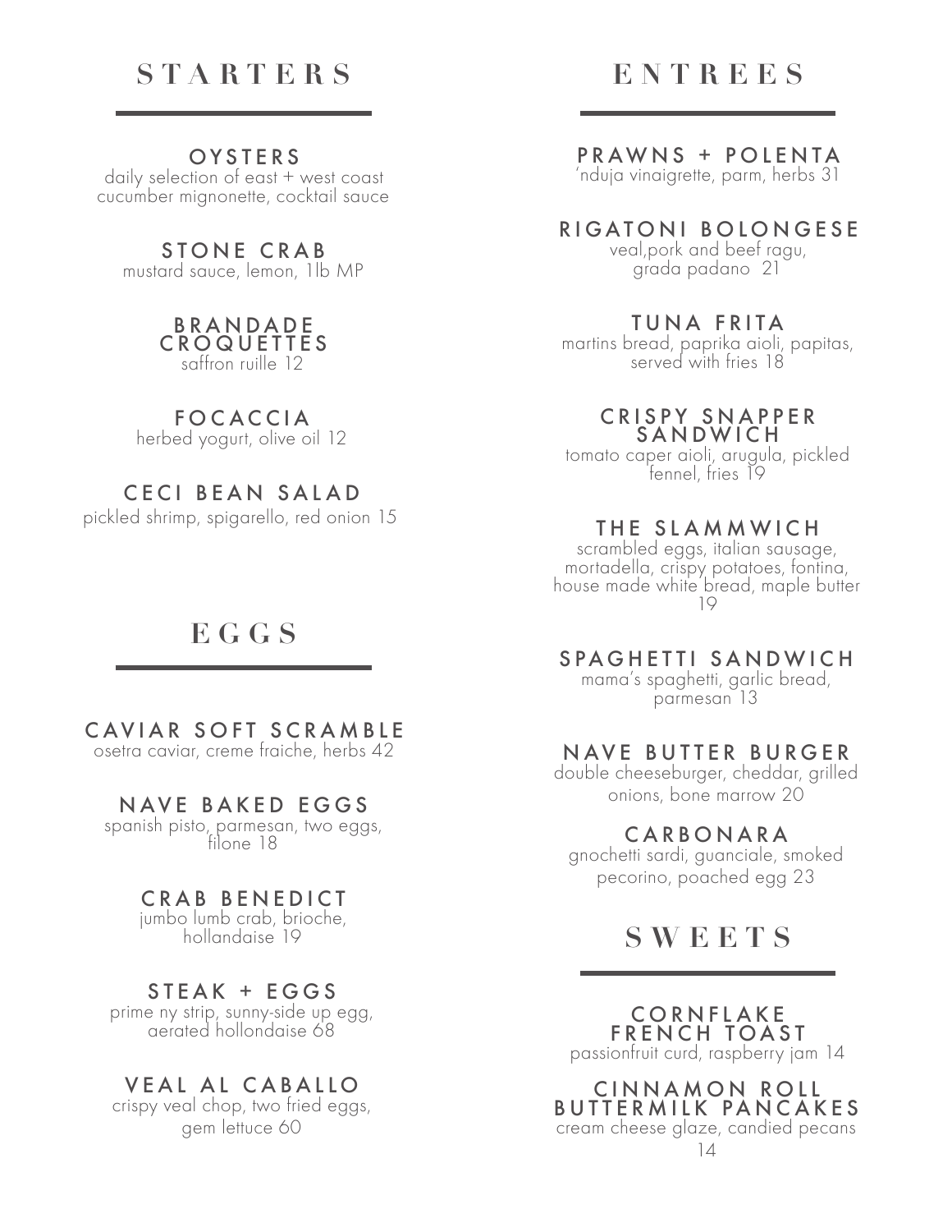## STARTERS

**OYSTERS**
daily selection of east + west coast
cucumber mignonette, cocktail sauce

**STONE CRAB**
mustard sauce, lemon, 1lb MP

**BRANDADE CROQUETTES**
saffron ruille 12

**FOCACCIA**
herbed yogurt, olive oil 12

**CECI BEAN SALAD**
pickled shrimp, spigarello, red onion 15

## EGGS

**CAVIAR SOFT SCRAMBLE**
osetra caviar, creme fraiche, herbs 42

**NAVE BAKED EGGS**
spanish pisto, parmesan, two eggs, filone 18

**CRAB BENEDICT**
jumbo lumb crab, brioche, hollandaise 19

**STEAK + EGGS**
prime ny strip, sunny-side up egg, aerated hollondaise 68

**VEAL AL CABALLO**
crispy veal chop, two fried eggs, gem lettuce 60

## ENTREES

**PRAWNS + POLENTA**
'nduja vinaigrette, parm, herbs 31

**RIGATONI BOLONGESE**
veal,pork and beef ragu, grada padano 21

**TUNA FRITA**
martins bread, paprika aioli, papitas, served with fries 18

**CRISPY SNAPPER SANDWICH**
tomato caper aioli, arugula, pickled fennel, fries 19

**THE SLAMMWICH**
scrambled eggs, italian sausage, mortadella, crispy potatoes, fontina, house made white bread, maple butter 19

**SPAGHETTI SANDWICH**
mama's spaghetti, garlic bread, parmesan 13

**NAVE BUTTER BURGER**
double cheeseburger, cheddar, grilled onions, bone marrow 20

**CARBONARA**
gnochetti sardi, guanciale, smoked pecorino, poached egg 23

## SWEETS

**CORNFLAKE FRENCH TOAST**
passionfruit curd, raspberry jam 14

**CINNAMON ROLL BUTTERMILK PANCAKES**
cream cheese glaze, candied pecans 14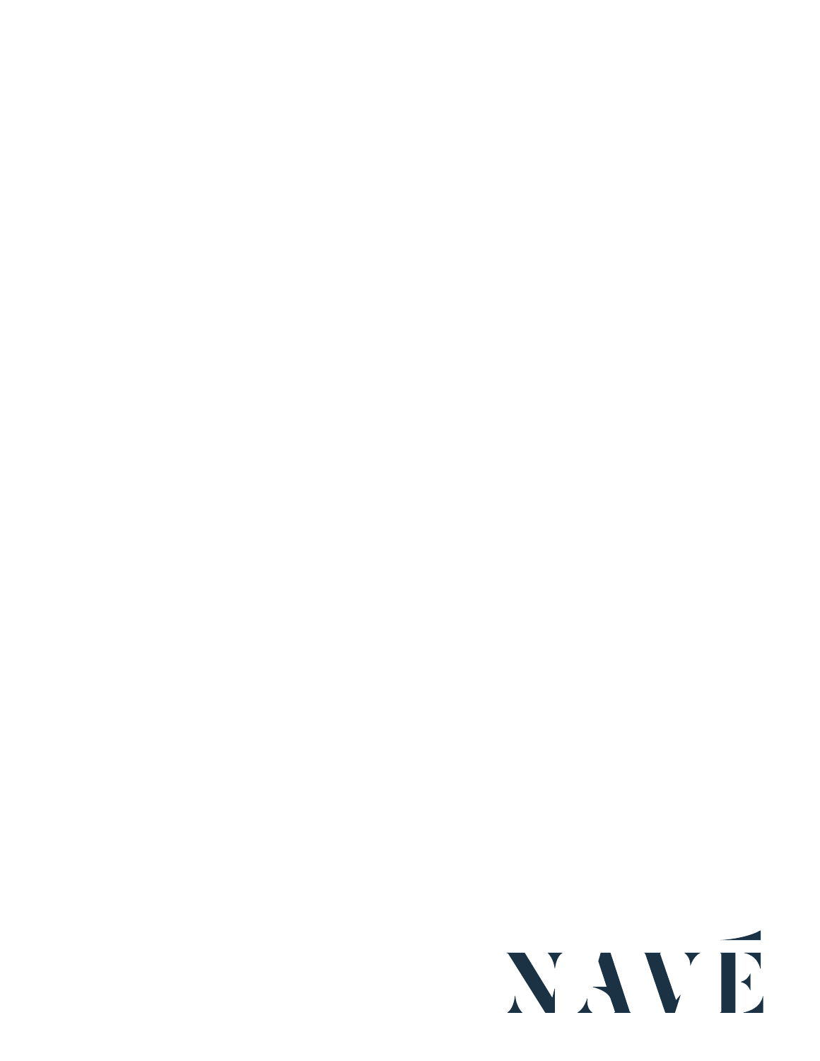NAVÉ